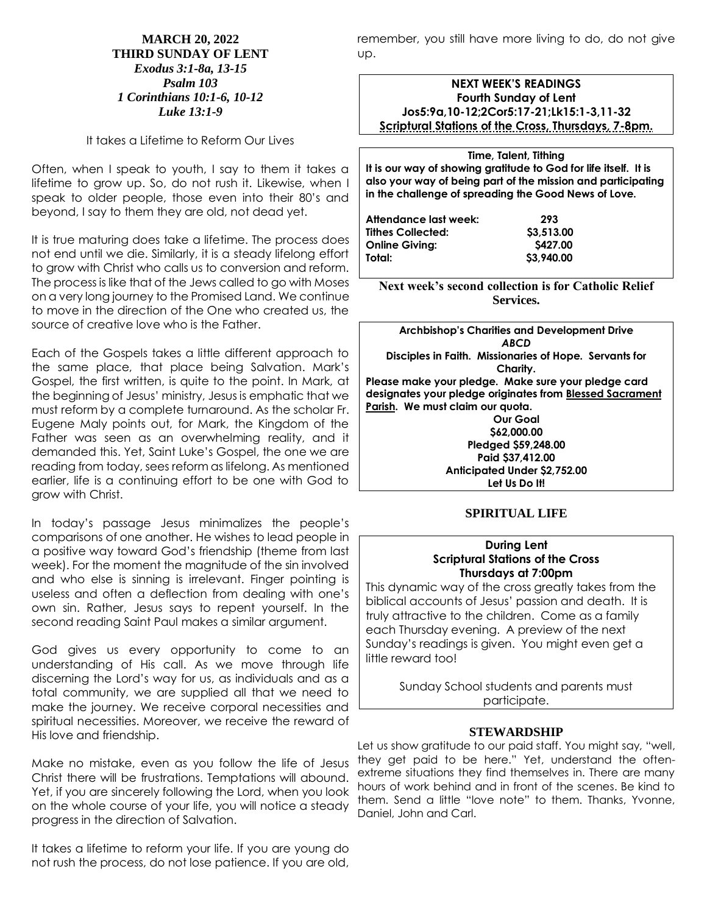**MARCH 20, 2022**
**THIRD SUNDAY OF LENT**
***Exodus 3:1-8a, 13-15***
***Psalm 103***
***1 Corinthians 10:1-6, 10-12***
***Luke 13:1-9***

It takes a Lifetime to Reform Our Lives

Often, when I speak to youth, I say to them it takes a lifetime to grow up. So, do not rush it. Likewise, when I speak to older people, those even into their 80's and beyond, I say to them they are old, not dead yet.

It is true maturing does take a lifetime. The process does not end until we die. Similarly, it is a steady lifelong effort to grow with Christ who calls us to conversion and reform. The process is like that of the Jews called to go with Moses on a very long journey to the Promised Land. We continue to move in the direction of the One who created us, the source of creative love who is the Father.

Each of the Gospels takes a little different approach to the same place, that place being Salvation. Mark's Gospel, the first written, is quite to the point. In Mark, at the beginning of Jesus' ministry, Jesus is emphatic that we must reform by a complete turnaround. As the scholar Fr. Eugene Maly points out, for Mark, the Kingdom of the Father was seen as an overwhelming reality, and it demanded this. Yet, Saint Luke's Gospel, the one we are reading from today, sees reform as lifelong. As mentioned earlier, life is a continuing effort to be one with God to grow with Christ.

In today's passage Jesus minimalizes the people's comparisons of one another. He wishes to lead people in a positive way toward God's friendship (theme from last week). For the moment the magnitude of the sin involved and who else is sinning is irrelevant. Finger pointing is useless and often a deflection from dealing with one's own sin. Rather, Jesus says to repent yourself. In the second reading Saint Paul makes a similar argument.

God gives us every opportunity to come to an understanding of His call. As we move through life discerning the Lord's way for us, as individuals and as a total community, we are supplied all that we need to make the journey. We receive corporal necessities and spiritual necessities. Moreover, we receive the reward of His love and friendship.

Make no mistake, even as you follow the life of Jesus Christ there will be frustrations. Temptations will abound. Yet, if you are sincerely following the Lord, when you look on the whole course of your life, you will notice a steady progress in the direction of Salvation.

It takes a lifetime to reform your life. If you are young do not rush the process, do not lose patience. If you are old, remember, you still have more living to do, do not give up.

**NEXT WEEK'S READINGS**
**Fourth Sunday of Lent**
**Jos5:9a,10-12;2Cor5:17-21;Lk15:1-3,11-32**
**Scriptural Stations of the Cross, Thursdays, 7-8pm.**

**Time, Talent, Tithing**
**It is our way of showing gratitude to God for life itself. It is also your way of being part of the mission and participating in the challenge of spreading the Good News of Love.**

| | |
|---|---|
| **Attendance last week:** | **293** |
| **Tithes Collected:** | **$3,513.00** |
| **Online Giving:** | **$427.00** |
| **Total:** | **$3,940.00** |

**Next week's second collection is for Catholic Relief Services.**

**Archbishop's Charities and Development Drive**
***ABCD***
**Disciples in Faith. Missionaries of Hope. Servants for Charity.**
**Please make your pledge. Make sure your pledge card designates your pledge originates from Blessed Sacrament Parish. We must claim our quota.**
**Our Goal**
**$62,000.00**
**Pledged $59,248.00**
**Paid $37,412.00**
**Anticipated Under $2,752.00**
**Let Us Do It!**

## SPIRITUAL LIFE

**During Lent**
**Scriptural Stations of the Cross**
**Thursdays at 7:00pm**

This dynamic way of the cross greatly takes from the biblical accounts of Jesus' passion and death. It is truly attractive to the children. Come as a family each Thursday evening. A preview of the next Sunday's readings is given. You might even get a little reward too!

Sunday School students and parents must participate.

## STEWARDSHIP

Let us show gratitude to our paid staff. You might say, "well, they get paid to be here." Yet, understand the often-extreme situations they find themselves in. There are many hours of work behind and in front of the scenes. Be kind to them. Send a little "love note" to them. Thanks, Yvonne, Daniel, John and Carl.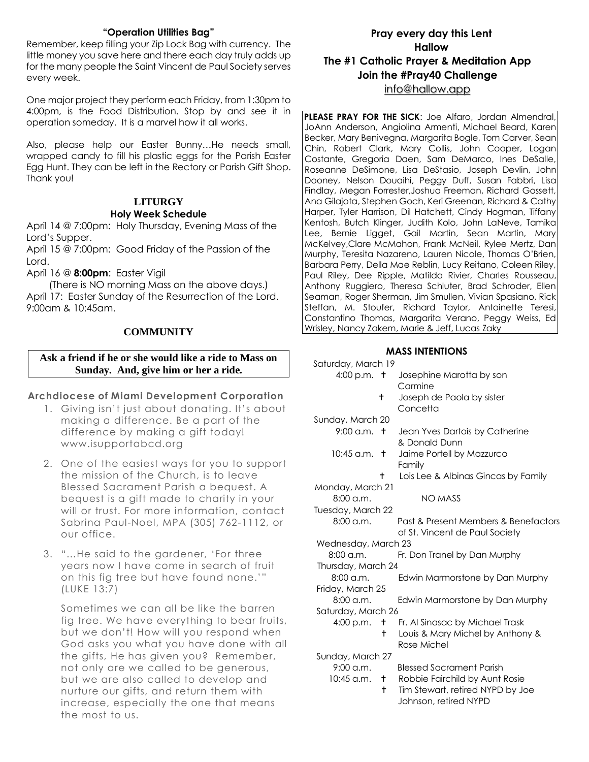### "Operation Utilities Bag"

Remember, keep filling your Zip Lock Bag with currency. The little money you save here and there each day truly adds up for the many people the Saint Vincent de Paul Society serves every week.

One major project they perform each Friday, from 1:30pm to 4:00pm, is the Food Distribution. Stop by and see it in operation someday. It is a marvel how it all works.

Also, please help our Easter Bunny…He needs small, wrapped candy to fill his plastic eggs for the Parish Easter Egg Hunt. They can be left in the Rectory or Parish Gift Shop. Thank you!

## LITURGY

### Holy Week Schedule

April 14 @ 7:00pm: Holy Thursday, Evening Mass of the Lord's Supper.

April 15 @ 7:00pm: Good Friday of the Passion of the Lord.

April 16 @ **8:00pm**: Easter Vigil

(There is NO morning Mass on the above days.)

April 17: Easter Sunday of the Resurrection of the Lord. 9:00am & 10:45am.

## COMMUNITY

**Ask a friend if he or she would like a ride to Mass on Sunday. And, give him or her a ride.**

### Archdiocese of Miami Development Corporation

1. Giving isn't just about donating. It's about making a difference. Be a part of the difference by making a gift today! www.isupportabcd.org

2. One of the easiest ways for you to support the mission of the Church, is to leave Blessed Sacrament Parish a bequest. A bequest is a gift made to charity in your will or trust. For more information, contact Sabrina Paul-Noel, MPA (305) 762-1112, or our office.

3. "…He said to the gardener, 'For three years now I have come in search of fruit on this fig tree but have found none.'" (LUKE 13:7)

   Sometimes we can all be like the barren fig tree. We have everything to bear fruits, but we don't! How will you respond when God asks you what you have done with all the gifts, He has given you? Remember, not only are we called to be generous, but we are also called to develop and nurture our gifts, and return them with increase, especially the one that means the most to us.

**Pray every day this Lent**
**Hallow**
**The #1 Catholic Prayer & Meditation App**
**Join the #Pray40 Challenge**
info@hallow.app

**PLEASE PRAY FOR THE SICK**: Joe Alfaro, Jordan Almendral, JoAnn Anderson, Angiolina Armenti, Michael Beard, Karen Becker, Mary Benivegna, Margarita Bogle, Tom Carver, Sean Chin, Robert Clark, Mary Collis, John Cooper, Logan Costante, Gregoria Daen, Sam DeMarco, Ines DeSalle, Roseanne DeSimone, Lisa DeStasio, Joseph Devlin, John Dooney, Nelson Douaihi, Peggy Duff, Susan Fabbri, Lisa Findlay, Megan Forrester,Joshua Freeman, Richard Gossett, Ana Gilajota, Stephen Goch, Keri Greenan, Richard & Cathy Harper, Tyler Harrison, Dil Hatchett, Cindy Hogman, Tiffany Kentosh, Butch Klinger, Judith Kolo, John LaNeve, Tamika Lee, Bernie Ligget, Gail Martin, Sean Martin, Mary McKelvey,Clare McMahon, Frank McNeil, Rylee Mertz, Dan Murphy, Teresita Nazareno, Lauren Nicole, Thomas O'Brien, Barbara Perry, Della Mae Reblin, Lucy Reitano, Coleen Riley, Paul Riley, Dee Ripple, Matilda Rivier, Charles Rousseau, Anthony Ruggiero, Theresa Schluter, Brad Schroder, Ellen Seaman, Roger Sherman, Jim Smullen, Vivian Spasiano, Rick Steffan, M. Stoufer, Richard Taylor, Antoinette Teresi, Constantino Thomas, Margarita Verano, Peggy Weiss, Ed Wrisley, Nancy Zakem, Marie & Jeff, Lucas Zaky

### MASS INTENTIONS

Saturday, March 19
- 4:00 p.m. † Josephine Marotta by son Carmine
- † Joseph de Paola by sister Concetta

Sunday, March 20
- 9:00 a.m. † Jean Yves Dartois by Catherine & Donald Dunn
- 10:45 a.m. † Jaime Portell by Mazzurco Family
- † Lois Lee & Albinas Gincas by Family

Monday, March 21
- 8:00 a.m. NO MASS

Tuesday, March 22
- 8:00 a.m. Past & Present Members & Benefactors of St. Vincent de Paul Society

Wednesday, March 23
- 8:00 a.m. Fr. Don Tranel by Dan Murphy

Thursday, March 24
- 8:00 a.m. Edwin Marmorstone by Dan Murphy

Friday, March 25
- 8:00 a.m. Edwin Marmorstone by Dan Murphy

Saturday, March 26
- 4:00 p.m. † Fr. Al Sinasac by Michael Trask
- † Louis & Mary Michel by Anthony & Rose Michel

Sunday, March 27
- 9:00 a.m. Blessed Sacrament Parish
- 10:45 a.m. † Robbie Fairchild by Aunt Rosie
- † Tim Stewart, retired NYPD by Joe Johnson, retired NYPD